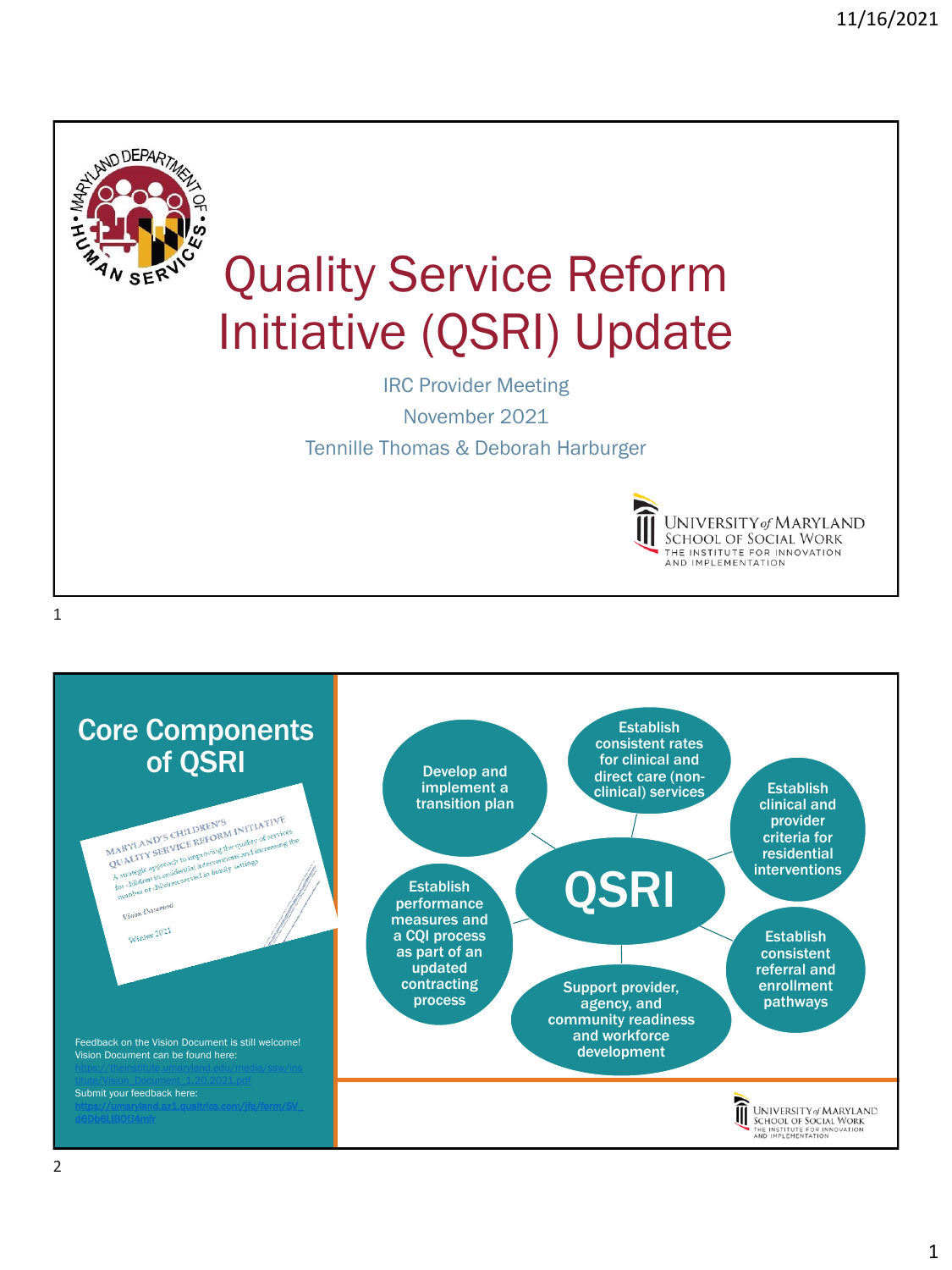# Quality Service Reform Initiative (QSRI) Update

IRC Provider Meeting

November 2021

Tennille Thomas & Deborah Harburger

---

## Core Components of QSRI

MARYLAND'S CHILDREN'S QUALITY SERVICE REFORM INITIATIVE

A strategic approach to improving the quality of services for children in residential interventions and increasing the number of children served in family settings

Vision Document

Winter 2021

Feedback on the Vision Document is still welcome!
Vision Document can be found here:
https://theinstitute.umaryland.edu/media/ssw/institute/Vision_Document_1.20.2021.pdf
Submit your feedback here:
https://umaryland.az1.qualtrics.com/jfe/form/SV_d6Db6LIB0fJ4mfr

**QSRI**

- Develop and implement a transition plan
- Establish consistent rates for clinical and direct care (non-clinical) services
- Establish clinical and provider criteria for residential interventions
- Establish consistent referral and enrollment pathways
- Support provider, agency, and community readiness and workforce development
- Establish performance measures and a CQI process as part of an updated contracting process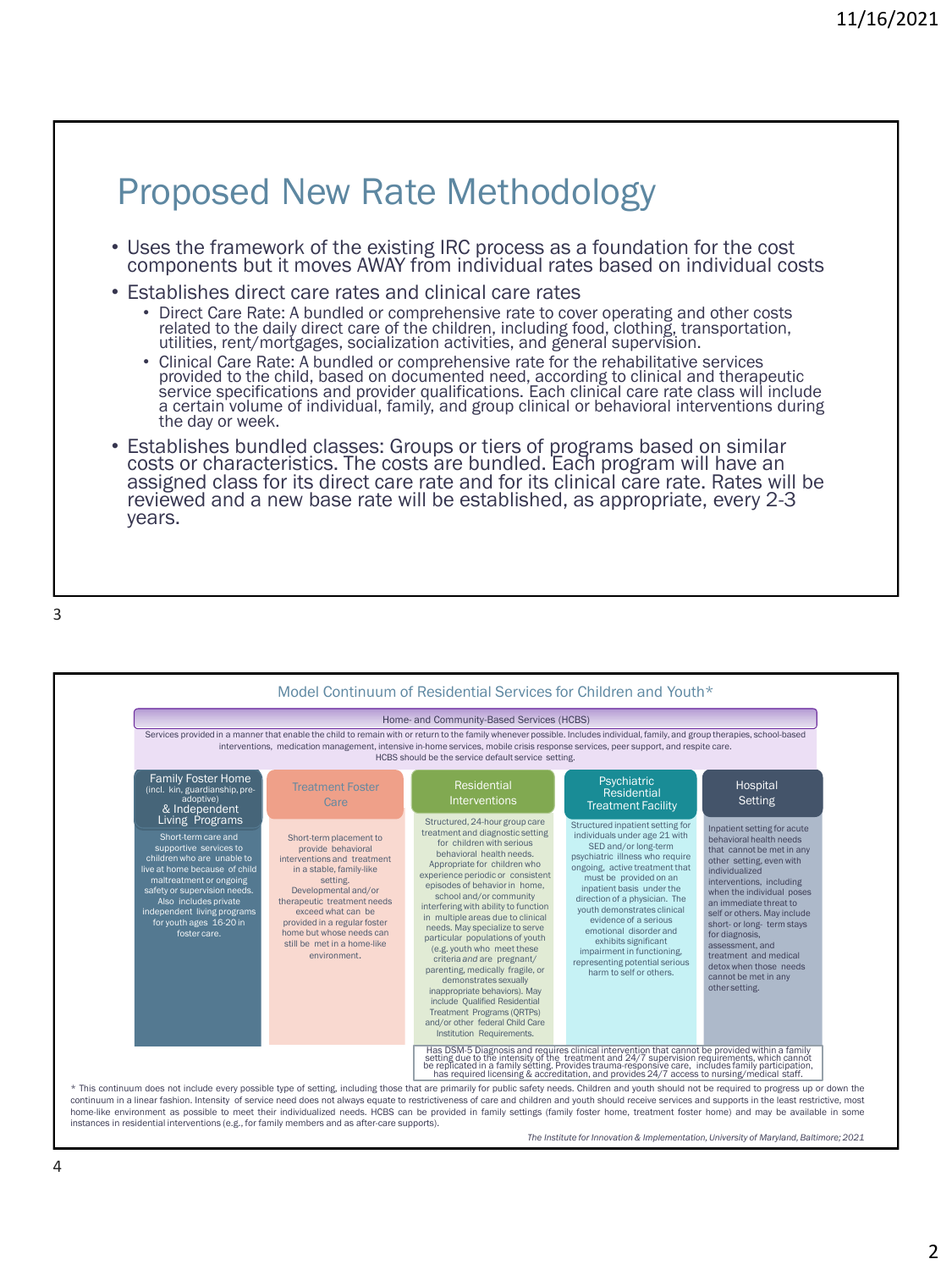# Proposed New Rate Methodology

- Uses the framework of the existing IRC process as a foundation for the cost components but it moves AWAY from individual rates based on individual costs
- Establishes direct care rates and clinical care rates
  - Direct Care Rate: A bundled or comprehensive rate to cover operating and other costs related to the daily direct care of the children, including food, clothing, transportation, utilities, rent/mortgages, socialization activities, and general supervision.
  - Clinical Care Rate: A bundled or comprehensive rate for the rehabilitative services provided to the child, based on documented need, according to clinical and therapeutic service specifications and provider qualifications. Each clinical care rate class will include a certain volume of individual, family, and group clinical or behavioral interventions during the day or week.
- Establishes bundled classes: Groups or tiers of programs based on similar costs or characteristics. The costs are bundled. Each program will have an assigned class for its direct care rate and for its clinical care rate. Rates will be reviewed and a new base rate will be established, as appropriate, every 2-3 years.

## Model Continuum of Residential Services for Children and Youth*

**Home- and Community-Based Services (HCBS)**

Services provided in a manner that enable the child to remain with or return to the family whenever possible. Includes individual, family, and group therapies, school-based interventions, medication management, intensive in-home services, mobile crisis response services, peer support, and respite care. HCBS should be the service default service setting.

| Family Foster Home (incl. kin, guardianship, pre-adoptive) & Independent Living Programs | Treatment Foster Care | Residential Interventions | Psychiatric Residential Treatment Facility | Hospital Setting |
|---|---|---|---|---|
| Short-term care and supportive services to children who are unable to live at home because of child maltreatment or ongoing safety or supervision needs. Also includes private independent living programs for youth ages 16-20 in foster care. | Short-term placement to provide behavioral interventions and treatment in a stable, family-like setting. Developmental and/or therapeutic treatment needs exceed what can be provided in a regular foster home but whose needs can still be met in a home-like environment. | Structured, 24-hour group care treatment and diagnostic setting for children with serious behavioral health needs. Appropriate for children who experience periodic or consistent episodes of behavior in home, school and/or community interfering with ability to function in multiple areas due to clinical needs. May specialize to serve particular populations of youth (e.g. youth who meet these criteria *and* are pregnant/ parenting, medically fragile, or demonstrates sexually inappropriate behaviors). May include Qualified Residential Treatment Programs (QRTPs) and/or other federal Child Care Institution Requirements. | Structured inpatient setting for individuals under age 21 with SED and/or long-term psychiatric illness who require ongoing, active treatment that must be provided on an inpatient basis under the direction of a physician. The youth demonstrates clinical evidence of a serious emotional disorder and exhibits significant impairment in functioning, representing potential serious harm to self or others. | Inpatient setting for acute behavioral health needs that cannot be met in any other setting, even with individualized interventions, including when the individual poses an immediate threat to self or others. May include short- or long- term stays for diagnosis, assessment, and treatment and medical detox when those needs cannot be met in any other setting. |

Has DSM-5 Diagnosis and requires clinical intervention that cannot be provided within a family setting due to the intensity of the treatment and 24/7 supervision requirements, which cannot be replicated in a family setting. Provides trauma-responsive care, includes family participation, has required licensing & accreditation, and provides 24/7 access to nursing/medical staff.

* This continuum does not include every possible type of setting, including those that are primarily for public safety needs. Children and youth should not be required to progress up or down the continuum in a linear fashion. Intensity of service need does not always equate to restrictiveness of care and children and youth should receive services and supports in the least restrictive, most home-like environment as possible to meet their individualized needs. HCBS can be provided in family settings (family foster home, treatment foster home) and may be available in some instances in residential interventions (e.g., for family members and as after-care supports).

*The Institute for Innovation & Implementation, University of Maryland, Baltimore; 2021*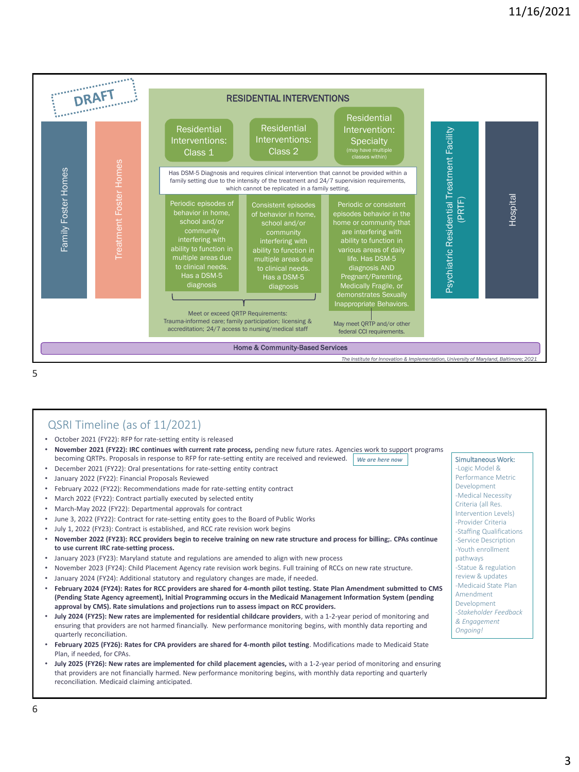DRAFT

## RESIDENTIAL INTERVENTIONS

- Family Foster Homes
- Treatment Foster Homes

**Residential Interventions: Class 1**
**Residential Interventions: Class 2**
**Residential Intervention: Specialty** (may have multiple classes within)

Has DSM-5 Diagnosis and requires clinical intervention that cannot be provided within a family setting due to the intensity of the treatment and 24/7 supervision requirements, which cannot be replicated in a family setting.

| Residential Interventions: Class 1 | Residential Interventions: Class 2 | Residential Intervention: Specialty |
| --- | --- | --- |
| Periodic episodes of behavior in home, school and/or community interfering with ability to function in multiple areas due to clinical needs. Has a DSM-5 diagnosis | Consistent episodes of behavior in home, school and/or community interfering with ability to function in multiple areas due to clinical needs. Has a DSM-5 diagnosis | Periodic *or* consistent episodes behavior in the home or community that are interfering with ability to function in various areas of daily life. Has DSM-5 diagnosis AND Pregnant/Parenting, Medically Fragile, or demonstrates Sexually Inappropriate Behaviors. |
| Meet or exceed QRTP Requirements: Trauma-informed care; family participation; licensing & accreditation; 24/7 access to nursing/medical staff | | May meet QRTP and/or other federal CCI requirements. |

- Psychiatric Residential Treatment Facility (PRTF)
- Hospital

Home & Community-Based Services

*The Institute for Innovation & Implementation, University of Maryland, Baltimore; 2021*

## QSRI Timeline (as of 11/2021)

- October 2021 (FY22): RFP for rate-setting entity is released
- **November 2021 (FY22): IRC continues with current rate process,** pending new future rates. Agencies work to support programs becoming QRTPs. Proposals in response to RFP for rate-setting entity are received and reviewed. ***We are here now***
- December 2021 (FY22): Oral presentations for rate-setting entity contract
- January 2022 (FY22): Financial Proposals Reviewed
- February 2022 (FY22): Recommendations made for rate-setting entity contract
- March 2022 (FY22): Contract partially executed by selected entity
- March-May 2022 (FY22): Departmental approvals for contract
- June 3, 2022 (FY22): Contract for rate-setting entity goes to the Board of Public Works
- July 1, 2022 (FY23): Contract is established, and RCC rate revision work begins
- **November 2022 (FY23): RCC providers begin to receive training on new rate structure and process for billing;. CPAs continue to use current IRC rate-setting process.**
- January 2023 (FY23): Maryland statute and regulations are amended to align with new process
- November 2023 (FY24): Child Placement Agency rate revision work begins. Full training of RCCs on new rate structure.
- January 2024 (FY24): Additional statutory and regulatory changes are made, if needed.
- **February 2024 (FY24): Rates for RCC providers are shared for 4-month pilot testing. State Plan Amendment submitted to CMS (Pending State Agency agreement), Initial Programming occurs in the Medicaid Management Information System (pending approval by CMS). Rate simulations and projections run to assess impact on RCC providers.**
- **July 2024 (FY25): New rates are implemented for residential childcare providers,** with a 1-2-year period of monitoring and ensuring that providers are not harmed financially. New performance monitoring begins, with monthly data reporting and quarterly reconciliation.
- **February 2025 (FY26): Rates for CPA providers are shared for 4-month pilot testing**. Modifications made to Medicaid State Plan, if needed, for CPAs.
- **July 2025 (FY26): New rates are implemented for child placement agencies,** with a 1-2-year period of monitoring and ensuring that providers are not financially harmed. New performance monitoring begins, with monthly data reporting and quarterly reconciliation. Medicaid claiming anticipated.

Simultaneous Work:
- -Logic Model & Performance Metric Development
- -Medical Necessity Criteria (all Res. Intervention Levels)
- -Provider Criteria
- -Staffing Qualifications
- -Service Description
- -Youth enrollment pathways
- -Statue & regulation review & updates
- -Medicaid State Plan Amendment Development
- *-Stakeholder Feedback & Engagement Ongoing!*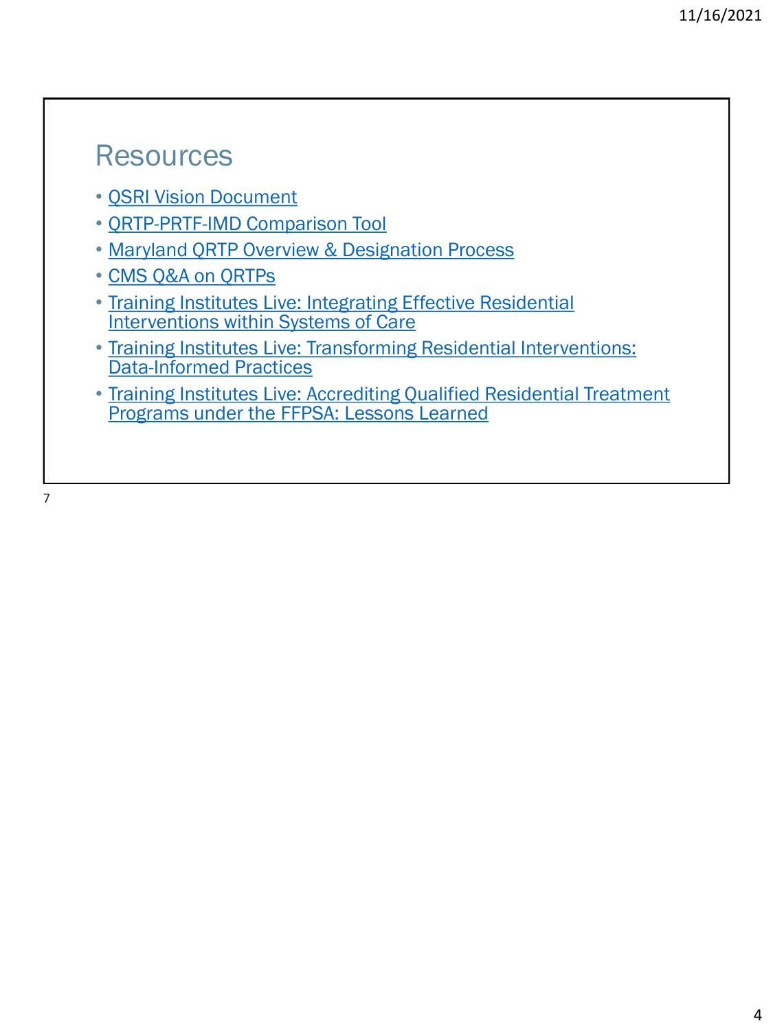## Resources

- QSRI Vision Document
- QRTP-PRTF-IMD Comparison Tool
- Maryland QRTP Overview & Designation Process
- CMS Q&A on QRTPs
- Training Institutes Live: Integrating Effective Residential Interventions within Systems of Care
- Training Institutes Live: Transforming Residential Interventions: Data-Informed Practices
- Training Institutes Live: Accrediting Qualified Residential Treatment Programs under the FFPSA: Lessons Learned